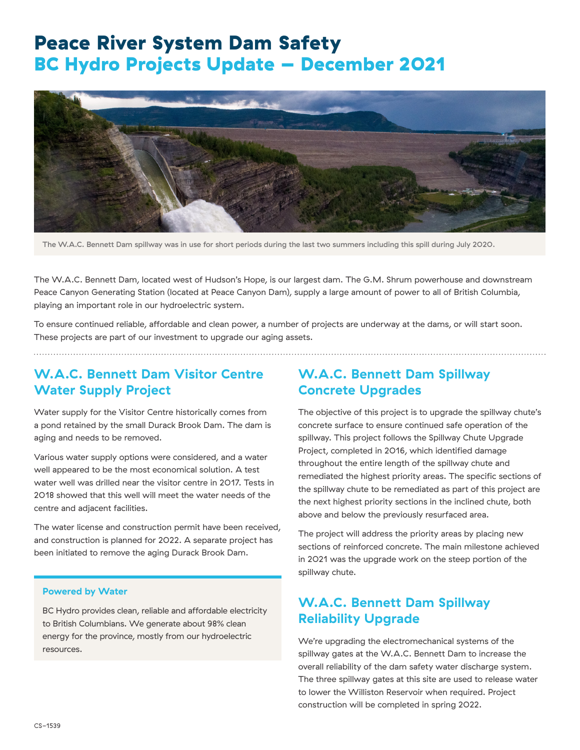# Peace River System Dam Safety

## BC Hydro Projects Update – December 2021

The W.A.C. Bennett Dam spillway was in use for short periods during the last two summers including this spill during July 2020.

The W.A.C. Bennett Dam, located west of Hudson's Hope, is our largest dam. The G.M. Shrum powerhouse and downstream Peace Canyon Generating Station (located at Peace Canyon Dam), supply a large amount of power to all of British Columbia, playing an important role in our hydroelectric system.

To ensure continued reliable, affordable and clean power, a number of projects are underway at the dams, or will start soon. These projects are part of our investment to upgrade our aging assets.

## W.A.C. Bennett Dam Visitor Centre Water Supply Project

Water supply for the Visitor Centre historically comes from a pond retained by the small Durack Brook Dam. The dam is aging and needs to be removed.

Various water supply options were considered, and a water well appeared to be the most economical solution. A test water well was drilled near the visitor centre in 2017. Tests in 2018 showed that this well will meet the water needs of the centre and adjacent facilities.

The water license and construction permit have been received, and construction is planned for 2022. A separate project has been initiated to remove the aging Durack Brook Dam.

### Powered by Water

BC Hydro provides clean, reliable and affordable electricity to British Columbians. We generate about 98% clean energy for the province, mostly from our hydroelectric resources.

## W.A.C. Bennett Dam Spillway Concrete Upgrades

The objective of this project is to upgrade the spillway chute's concrete surface to ensure continued safe operation of the spillway. This project follows the Spillway Chute Upgrade Project, completed in 2016, which identified damage throughout the entire length of the spillway chute and remediated the highest priority areas. The specific sections of the spillway chute to be remediated as part of this project are the next highest priority sections in the inclined chute, both above and below the previously resurfaced area.

The project will address the priority areas by placing new sections of reinforced concrete. The main milestone achieved in 2021 was the upgrade work on the steep portion of the spillway chute.

## W.A.C. Bennett Dam Spillway Reliability Upgrade

We're upgrading the electromechanical systems of the spillway gates at the W.A.C. Bennett Dam to increase the overall reliability of the dam safety water discharge system. The three spillway gates at this site are used to release water to lower the Williston Reservoir when required. Project construction will be completed in spring 2022.

CS–1539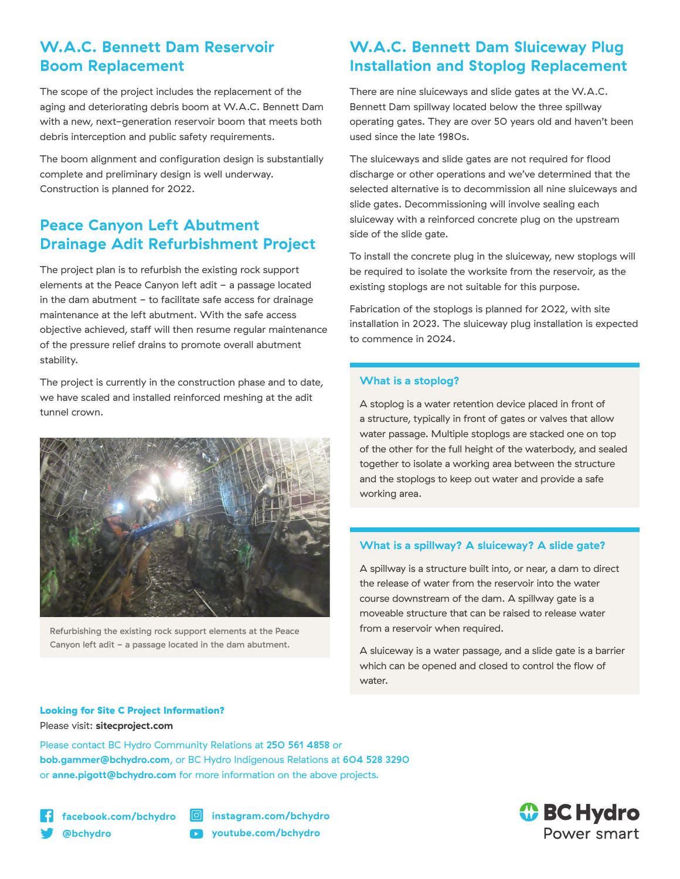## W.A.C. Bennett Dam Reservoir Boom Replacement

The scope of the project includes the replacement of the aging and deteriorating debris boom at W.A.C. Bennett Dam with a new, next-generation reservoir boom that meets both debris interception and public safety requirements.

The boom alignment and configuration design is substantially complete and preliminary design is well underway. Construction is planned for 2022.

## Peace Canyon Left Abutment Drainage Adit Refurbishment Project

The project plan is to refurbish the existing rock support elements at the Peace Canyon left adit – a passage located in the dam abutment – to facilitate safe access for drainage maintenance at the left abutment. With the safe access objective achieved, staff will then resume regular maintenance of the pressure relief drains to promote overall abutment stability.

The project is currently in the construction phase and to date, we have scaled and installed reinforced meshing at the adit tunnel crown.

Refurbishing the existing rock support elements at the Peace Canyon left adit – a passage located in the dam abutment.

## W.A.C. Bennett Dam Sluiceway Plug Installation and Stoplog Replacement

There are nine sluiceways and slide gates at the W.A.C. Bennett Dam spillway located below the three spillway operating gates. They are over 50 years old and haven't been used since the late 1980s.

The sluiceways and slide gates are not required for flood discharge or other operations and we've determined that the selected alternative is to decommission all nine sluiceways and slide gates. Decommissioning will involve sealing each sluiceway with a reinforced concrete plug on the upstream side of the slide gate.

To install the concrete plug in the sluiceway, new stoplogs will be required to isolate the worksite from the reservoir, as the existing stoplogs are not suitable for this purpose.

Fabrication of the stoplogs is planned for 2022, with site installation in 2023. The sluiceway plug installation is expected to commence in 2024.

### What is a stoplog?

A stoplog is a water retention device placed in front of a structure, typically in front of gates or valves that allow water passage. Multiple stoplogs are stacked one on top of the other for the full height of the waterbody, and sealed together to isolate a working area between the structure and the stoplogs to keep out water and provide a safe working area.

### What is a spillway? A sluiceway? A slide gate?

A spillway is a structure built into, or near, a dam to direct the release of water from the reservoir into the water course downstream of the dam. A spillway gate is a moveable structure that can be raised to release water from a reservoir when required.

A sluiceway is a water passage, and a slide gate is a barrier which can be opened and closed to control the flow of water.

**Looking for Site C Project Information?**
Please visit: **sitecproject.com**

Please contact BC Hydro Community Relations at **250 561 4858** or **bob.gammer@bchydro.com**, or BC Hydro Indigenous Relations at **604 528 3290** or **anne.pigott@bchydro.com** for more information on the above projects.

facebook.com/bchydro
@bchydro
instagram.com/bchydro
youtube.com/bchydro

BC Hydro
Power smart